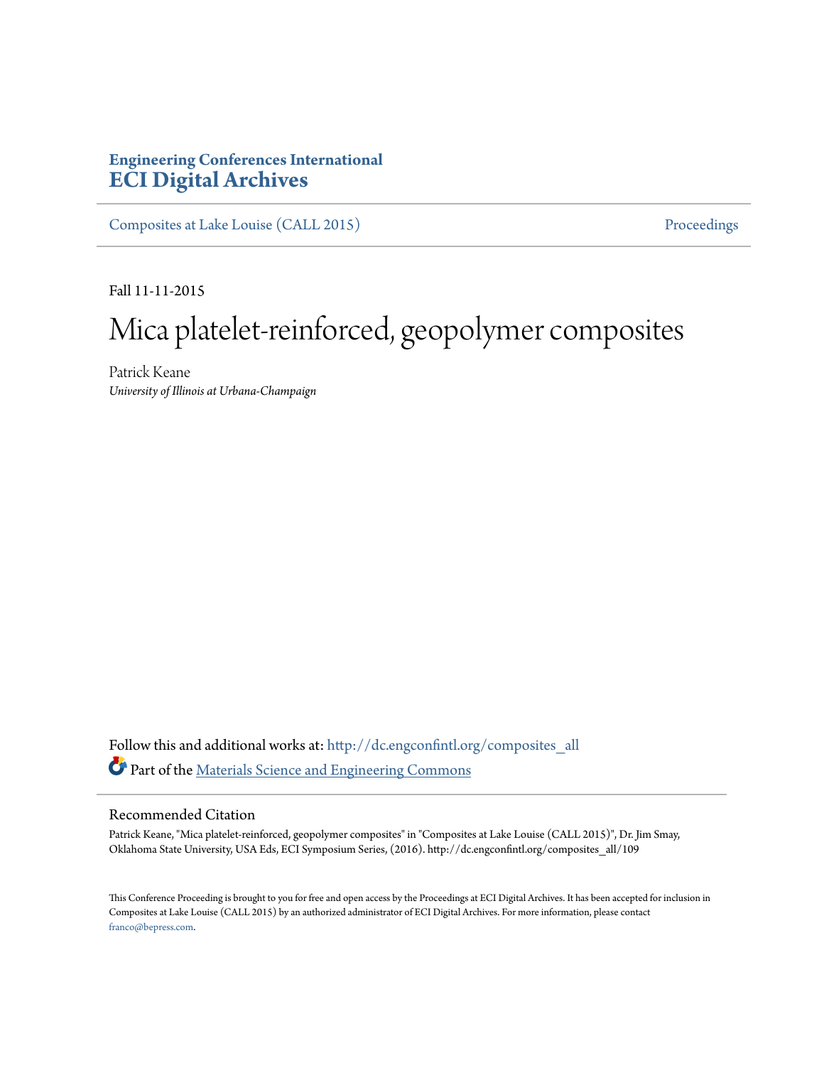**Engineering Conferences International**
**ECI Digital Archives**

Composites at Lake Louise (CALL 2015) | Proceedings

Fall 11-11-2015

# Mica platelet-reinforced, geopolymer composites

Patrick Keane
*University of Illinois at Urbana-Champaign*

Follow this and additional works at: http://dc.engconfintl.org/composites_all

Part of the Materials Science and Engineering Commons

## Recommended Citation

Patrick Keane, "Mica platelet-reinforced, geopolymer composites" in "Composites at Lake Louise (CALL 2015)", Dr. Jim Smay, Oklahoma State University, USA Eds, ECI Symposium Series, (2016). http://dc.engconfintl.org/composites_all/109

This Conference Proceeding is brought to you for free and open access by the Proceedings at ECI Digital Archives. It has been accepted for inclusion in Composites at Lake Louise (CALL 2015) by an authorized administrator of ECI Digital Archives. For more information, please contact franco@bepress.com.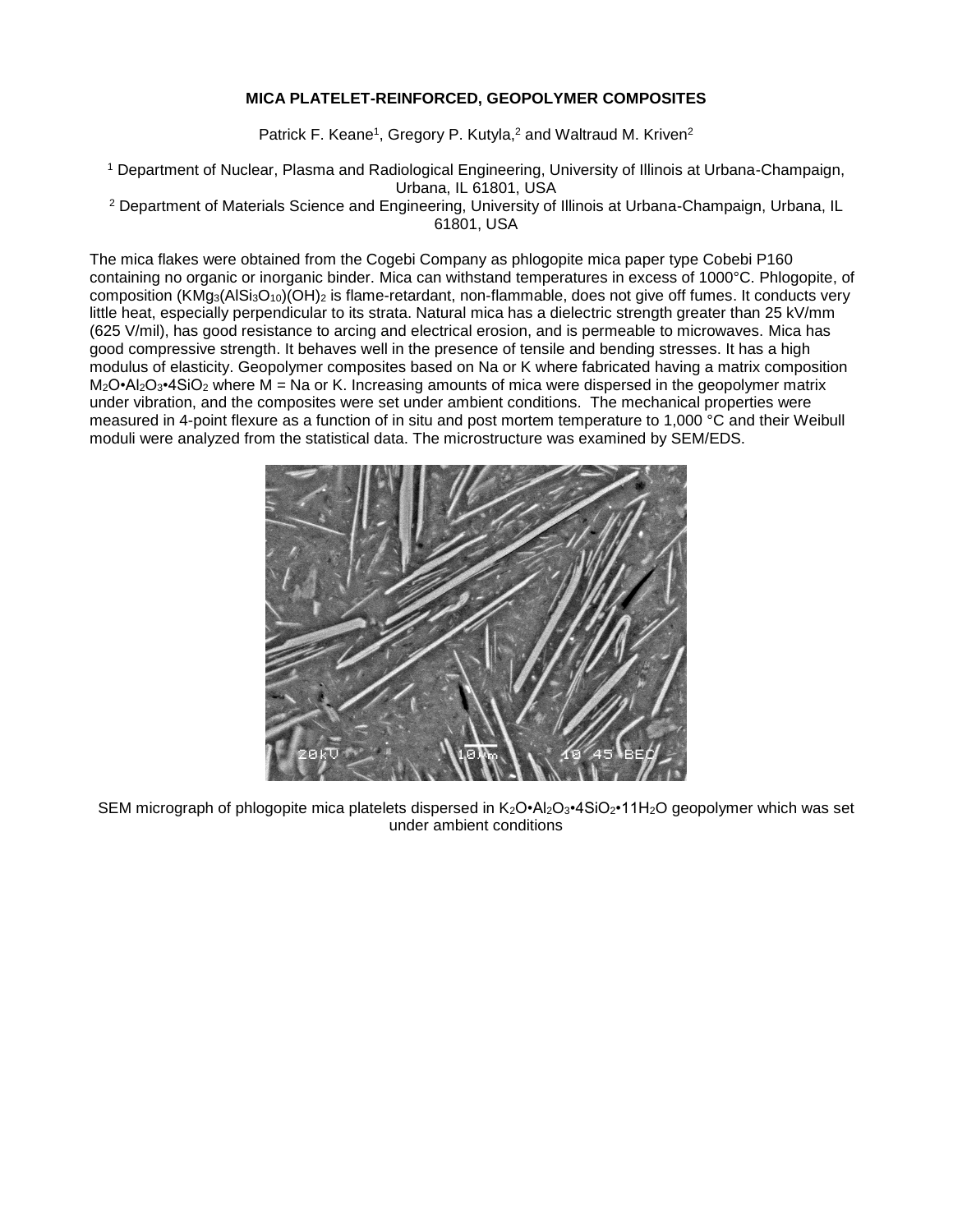**MICA PLATELET-REINFORCED, GEOPOLYMER COMPOSITES**

Patrick F. Keane[1], Gregory P. Kutyla,[2] and Waltraud M. Kriven[2]

[1] Department of Nuclear, Plasma and Radiological Engineering, University of Illinois at Urbana-Champaign, Urbana, IL 61801, USA
[2] Department of Materials Science and Engineering, University of Illinois at Urbana-Champaign, Urbana, IL 61801, USA

The mica flakes were obtained from the Cogebi Company as phlogopite mica paper type Cobebi P160 containing no organic or inorganic binder. Mica can withstand temperatures in excess of 1000°C. Phlogopite, of composition $(KMg_3(AlSi_3O_{10})(OH)_2$ is flame-retardant, non-flammable, does not give off fumes. It conducts very little heat, especially perpendicular to its strata. Natural mica has a dielectric strength greater than 25 kV/mm (625 V/mil), has good resistance to arcing and electrical erosion, and is permeable to microwaves. Mica has good compressive strength. It behaves well in the presence of tensile and bending stresses. It has a high modulus of elasticity. Geopolymer composites based on Na or K where fabricated having a matrix composition $M_2O•Al_2O_3•4SiO_2$ where M = Na or K. Increasing amounts of mica were dispersed in the geopolymer matrix under vibration, and the composites were set under ambient conditions. The mechanical properties were measured in 4-point flexure as a function of in situ and post mortem temperature to 1,000 °C and their Weibull moduli were analyzed from the statistical data. The microstructure was examined by SEM/EDS.

20kV 10μm 10 45 BEC

SEM micrograph of phlogopite mica platelets dispersed in $K_2O•Al_2O_3•4SiO_2•11H_2O$ geopolymer which was set under ambient conditions